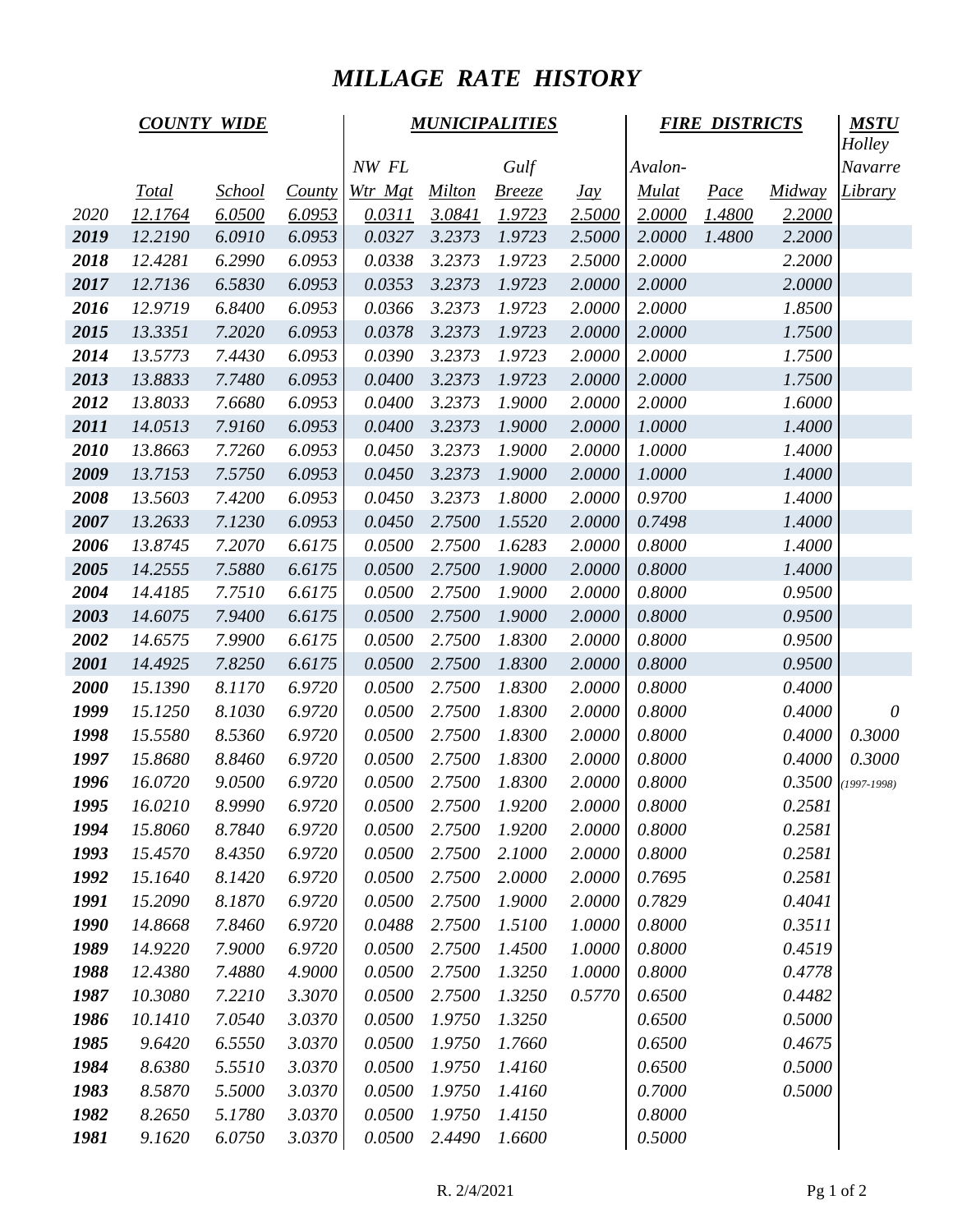# *MILLAGE RATE HISTORY*

| | COUNTY WIDE | | | MUNICIPALITIES | | | | FIRE DISTRICTS | | | MSTU |
|---|---|---|---|---|---|---|---|---|---|---|---|
| | | | | NW FL | | Gulf | | Avalon- | | | Holley Navarre |
| | Total | School | County | Wtr Mgt | Milton | Breeze | Jay | Mulat | Pace | Midway | Library |
| 2020 | 12.1764 | 6.0500 | 6.0953 | 0.0311 | 3.0841 | 1.9723 | 2.5000 | 2.0000 | 1.4800 | 2.2000 | |
| 2019 | 12.2190 | 6.0910 | 6.0953 | 0.0327 | 3.2373 | 1.9723 | 2.5000 | 2.0000 | 1.4800 | 2.2000 | |
| 2018 | 12.4281 | 6.2990 | 6.0953 | 0.0338 | 3.2373 | 1.9723 | 2.5000 | 2.0000 | | 2.2000 | |
| 2017 | 12.7136 | 6.5830 | 6.0953 | 0.0353 | 3.2373 | 1.9723 | 2.0000 | 2.0000 | | 2.0000 | |
| 2016 | 12.9719 | 6.8400 | 6.0953 | 0.0366 | 3.2373 | 1.9723 | 2.0000 | 2.0000 | | 1.8500 | |
| 2015 | 13.3351 | 7.2020 | 6.0953 | 0.0378 | 3.2373 | 1.9723 | 2.0000 | 2.0000 | | 1.7500 | |
| 2014 | 13.5773 | 7.4430 | 6.0953 | 0.0390 | 3.2373 | 1.9723 | 2.0000 | 2.0000 | | 1.7500 | |
| 2013 | 13.8833 | 7.7480 | 6.0953 | 0.0400 | 3.2373 | 1.9723 | 2.0000 | 2.0000 | | 1.7500 | |
| 2012 | 13.8033 | 7.6680 | 6.0953 | 0.0400 | 3.2373 | 1.9000 | 2.0000 | 2.0000 | | 1.6000 | |
| 2011 | 14.0513 | 7.9160 | 6.0953 | 0.0400 | 3.2373 | 1.9000 | 2.0000 | 1.0000 | | 1.4000 | |
| 2010 | 13.8663 | 7.7260 | 6.0953 | 0.0450 | 3.2373 | 1.9000 | 2.0000 | 1.0000 | | 1.4000 | |
| 2009 | 13.7153 | 7.5750 | 6.0953 | 0.0450 | 3.2373 | 1.9000 | 2.0000 | 1.0000 | | 1.4000 | |
| 2008 | 13.5603 | 7.4200 | 6.0953 | 0.0450 | 3.2373 | 1.8000 | 2.0000 | 0.9700 | | 1.4000 | |
| 2007 | 13.2633 | 7.1230 | 6.0953 | 0.0450 | 2.7500 | 1.5520 | 2.0000 | 0.7498 | | 1.4000 | |
| 2006 | 13.8745 | 7.2070 | 6.6175 | 0.0500 | 2.7500 | 1.6283 | 2.0000 | 0.8000 | | 1.4000 | |
| 2005 | 14.2555 | 7.5880 | 6.6175 | 0.0500 | 2.7500 | 1.9000 | 2.0000 | 0.8000 | | 1.4000 | |
| 2004 | 14.4185 | 7.7510 | 6.6175 | 0.0500 | 2.7500 | 1.9000 | 2.0000 | 0.8000 | | 0.9500 | |
| 2003 | 14.6075 | 7.9400 | 6.6175 | 0.0500 | 2.7500 | 1.9000 | 2.0000 | 0.8000 | | 0.9500 | |
| 2002 | 14.6575 | 7.9900 | 6.6175 | 0.0500 | 2.7500 | 1.8300 | 2.0000 | 0.8000 | | 0.9500 | |
| 2001 | 14.4925 | 7.8250 | 6.6175 | 0.0500 | 2.7500 | 1.8300 | 2.0000 | 0.8000 | | 0.9500 | |
| 2000 | 15.1390 | 8.1170 | 6.9720 | 0.0500 | 2.7500 | 1.8300 | 2.0000 | 0.8000 | | 0.4000 | |
| 1999 | 15.1250 | 8.1030 | 6.9720 | 0.0500 | 2.7500 | 1.8300 | 2.0000 | 0.8000 | | 0.4000 | 0 |
| 1998 | 15.5580 | 8.5360 | 6.9720 | 0.0500 | 2.7500 | 1.8300 | 2.0000 | 0.8000 | | 0.4000 | 0.3000 |
| 1997 | 15.8680 | 8.8460 | 6.9720 | 0.0500 | 2.7500 | 1.8300 | 2.0000 | 0.8000 | | 0.4000 | 0.3000 |
| 1996 | 16.0720 | 9.0500 | 6.9720 | 0.0500 | 2.7500 | 1.8300 | 2.0000 | 0.8000 | | 0.3500 | (1997-1998) |
| 1995 | 16.0210 | 8.9990 | 6.9720 | 0.0500 | 2.7500 | 1.9200 | 2.0000 | 0.8000 | | 0.2581 | |
| 1994 | 15.8060 | 8.7840 | 6.9720 | 0.0500 | 2.7500 | 1.9200 | 2.0000 | 0.8000 | | 0.2581 | |
| 1993 | 15.4570 | 8.4350 | 6.9720 | 0.0500 | 2.7500 | 2.1000 | 2.0000 | 0.8000 | | 0.2581 | |
| 1992 | 15.1640 | 8.1420 | 6.9720 | 0.0500 | 2.7500 | 2.0000 | 2.0000 | 0.7695 | | 0.2581 | |
| 1991 | 15.2090 | 8.1870 | 6.9720 | 0.0500 | 2.7500 | 1.9000 | 2.0000 | 0.7829 | | 0.4041 | |
| 1990 | 14.8668 | 7.8460 | 6.9720 | 0.0488 | 2.7500 | 1.5100 | 1.0000 | 0.8000 | | 0.3511 | |
| 1989 | 14.9220 | 7.9000 | 6.9720 | 0.0500 | 2.7500 | 1.4500 | 1.0000 | 0.8000 | | 0.4519 | |
| 1988 | 12.4380 | 7.4880 | 4.9000 | 0.0500 | 2.7500 | 1.3250 | 1.0000 | 0.8000 | | 0.4778 | |
| 1987 | 10.3080 | 7.2210 | 3.3070 | 0.0500 | 2.7500 | 1.3250 | 0.5770 | 0.6500 | | 0.4482 | |
| 1986 | 10.1410 | 7.0540 | 3.0370 | 0.0500 | 1.9750 | 1.3250 | | 0.6500 | | 0.5000 | |
| 1985 | 9.6420 | 6.5550 | 3.0370 | 0.0500 | 1.9750 | 1.7660 | | 0.6500 | | 0.4675 | |
| 1984 | 8.6380 | 5.5510 | 3.0370 | 0.0500 | 1.9750 | 1.4160 | | 0.6500 | | 0.5000 | |
| 1983 | 8.5870 | 5.5000 | 3.0370 | 0.0500 | 1.9750 | 1.4160 | | 0.7000 | | 0.5000 | |
| 1982 | 8.2650 | 5.1780 | 3.0370 | 0.0500 | 1.9750 | 1.4150 | | 0.8000 | | | |
| 1981 | 9.1620 | 6.0750 | 3.0370 | 0.0500 | 2.4490 | 1.6600 | | 0.5000 | | | |

R. 2/4/2021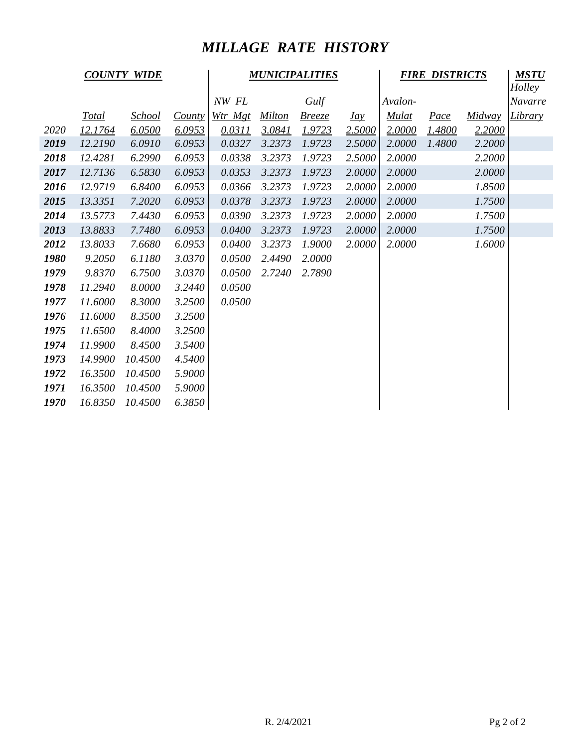# *MILLAGE RATE HISTORY*

| | *COUNTY WIDE* | | | *MUNICIPALITIES* | | | | *FIRE DISTRICTS* | | | *MSTU* |
|---|---|---|---|---|---|---|---|---|---|---|---|
| | | | | *NW FL* | | *Gulf* | | *Avalon-* | | | *Holley Navarre* |
| | *Total* | *School* | *County* | *Wtr Mgt* | *Milton* | *Breeze* | *Jay* | *Mulat* | *Pace* | *Midway* | *Library* |
| *2020* | *12.1764* | *6.0500* | *6.0953* | *0.0311* | *3.0841* | *1.9723* | *2.5000* | *2.0000* | *1.4800* | *2.2000* | |
| ***2019*** | *12.2190* | *6.0910* | *6.0953* | *0.0327* | *3.2373* | *1.9723* | *2.5000* | *2.0000* | *1.4800* | *2.2000* | |
| ***2018*** | *12.4281* | *6.2990* | *6.0953* | *0.0338* | *3.2373* | *1.9723* | *2.5000* | *2.0000* | | *2.2000* | |
| ***2017*** | *12.7136* | *6.5830* | *6.0953* | *0.0353* | *3.2373* | *1.9723* | *2.0000* | *2.0000* | | *2.0000* | |
| ***2016*** | *12.9719* | *6.8400* | *6.0953* | *0.0366* | *3.2373* | *1.9723* | *2.0000* | *2.0000* | | *1.8500* | |
| ***2015*** | *13.3351* | *7.2020* | *6.0953* | *0.0378* | *3.2373* | *1.9723* | *2.0000* | *2.0000* | | *1.7500* | |
| ***2014*** | *13.5773* | *7.4430* | *6.0953* | *0.0390* | *3.2373* | *1.9723* | *2.0000* | *2.0000* | | *1.7500* | |
| ***2013*** | *13.8833* | *7.7480* | *6.0953* | *0.0400* | *3.2373* | *1.9723* | *2.0000* | *2.0000* | | *1.7500* | |
| ***2012*** | *13.8033* | *7.6680* | *6.0953* | *0.0400* | *3.2373* | *1.9000* | *2.0000* | *2.0000* | | *1.6000* | |
| ***1980*** | *9.2050* | *6.1180* | *3.0370* | *0.0500* | *2.4490* | *2.0000* | | | | | |
| ***1979*** | *9.8370* | *6.7500* | *3.0370* | *0.0500* | *2.7240* | *2.7890* | | | | | |
| ***1978*** | *11.2940* | *8.0000* | *3.2440* | *0.0500* | | | | | | | |
| ***1977*** | *11.6000* | *8.3000* | *3.2500* | *0.0500* | | | | | | | |
| ***1976*** | *11.6000* | *8.3500* | *3.2500* | | | | | | | | |
| ***1975*** | *11.6500* | *8.4000* | *3.2500* | | | | | | | | |
| ***1974*** | *11.9900* | *8.4500* | *3.5400* | | | | | | | | |
| ***1973*** | *14.9900* | *10.4500* | *4.5400* | | | | | | | | |
| ***1972*** | *16.3500* | *10.4500* | *5.9000* | | | | | | | | |
| ***1971*** | *16.3500* | *10.4500* | *5.9000* | | | | | | | | |
| ***1970*** | *16.8350* | *10.4500* | *6.3850* | | | | | | | | |

R. 2/4/2021